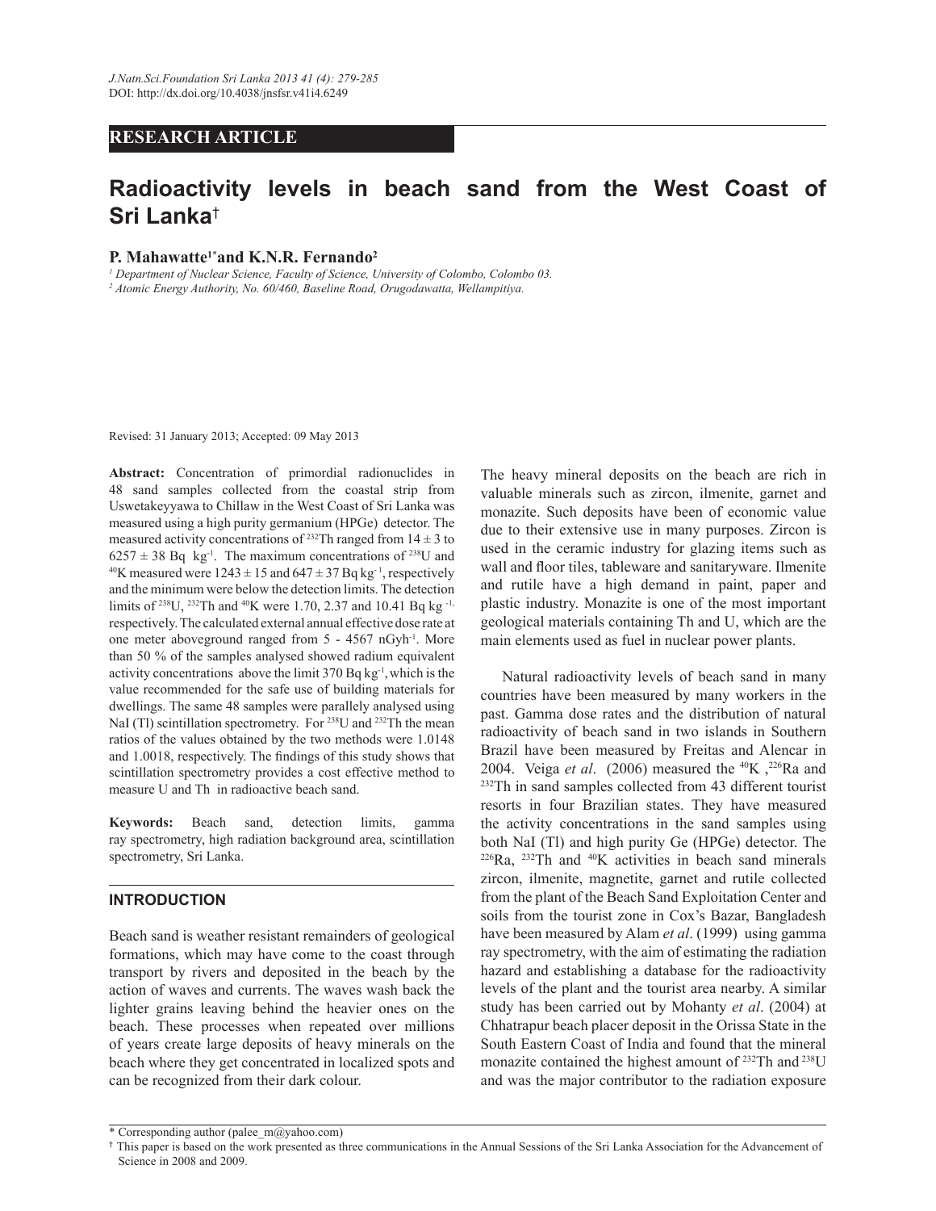RESEARCH ARTICLE

# Radioactivity levels in beach sand from the West Coast of Sri Lanka†

**P. Mahawatte[1*] and K.N.R. Fernando[2]**

[1] *Department of Nuclear Science, Faculty of Science, University of Colombo, Colombo 03.*

[2] *Atomic Energy Authority, No. 60/460, Baseline Road, Orugodawatta, Wellampitiya.*

Revised: 31 January 2013; Accepted: 09 May 2013

**Abstract:** Concentration of primordial radionuclides in 48 sand samples collected from the coastal strip from Uswetakeyyawa to Chillaw in the West Coast of Sri Lanka was measured using a high purity germanium (HPGe) detector. The measured activity concentrations of $^{232}$Th ranged from $14 \pm 3$ to $6257 \pm 38$ Bq kg$^{-1}$. The maximum concentrations of $^{238}$U and $^{40}$K measured were $1243 \pm 15$ and $647 \pm 37$ Bq kg$^{-1}$, respectively and the minimum were below the detection limits. The detection limits of $^{238}$U, $^{232}$Th and $^{40}$K were 1.70, 2.37 and 10.41 Bq kg$^{-1}$, respectively. The calculated external annual effective dose rate at one meter aboveground ranged from 5 - 4567 nGyh$^{-1}$. More than 50 % of the samples analysed showed radium equivalent activity concentrations above the limit 370 Bq kg$^{-1}$, which is the value recommended for the safe use of building materials for dwellings. The same 48 samples were parallely analysed using NaI (Tl) scintillation spectrometry. For $^{238}$U and $^{232}$Th the mean ratios of the values obtained by the two methods were 1.0148 and 1.0018, respectively. The findings of this study shows that scintillation spectrometry provides a cost effective method to measure U and Th in radioactive beach sand.

**Keywords:** Beach sand, detection limits, gamma ray spectrometry, high radiation background area, scintillation spectrometry, Sri Lanka.

## INTRODUCTION

Beach sand is weather resistant remainders of geological formations, which may have come to the coast through transport by rivers and deposited in the beach by the action of waves and currents. The waves wash back the lighter grains leaving behind the heavier ones on the beach. These processes when repeated over millions of years create large deposits of heavy minerals on the beach where they get concentrated in localized spots and can be recognized from their dark colour.

The heavy mineral deposits on the beach are rich in valuable minerals such as zircon, ilmenite, garnet and monazite. Such deposits have been of economic value due to their extensive use in many purposes. Zircon is used in the ceramic industry for glazing items such as wall and floor tiles, tableware and sanitaryware. Ilmenite and rutile have a high demand in paint, paper and plastic industry. Monazite is one of the most important geological materials containing Th and U, which are the main elements used as fuel in nuclear power plants.

Natural radioactivity levels of beach sand in many countries have been measured by many workers in the past. Gamma dose rates and the distribution of natural radioactivity of beach sand in two islands in Southern Brazil have been measured by Freitas and Alencar in 2004. Veiga *et al*. (2006) measured the $^{40}$K, $^{226}$Ra and $^{232}$Th in sand samples collected from 43 different tourist resorts in four Brazilian states. They have measured the activity concentrations in the sand samples using both NaI (Tl) and high purity Ge (HPGe) detector. The $^{226}$Ra, $^{232}$Th and $^{40}$K activities in beach sand minerals zircon, ilmenite, magnetite, garnet and rutile collected from the plant of the Beach Sand Exploitation Center and soils from the tourist zone in Cox's Bazar, Bangladesh have been measured by Alam *et al*. (1999) using gamma ray spectrometry, with the aim of estimating the radiation hazard and establishing a database for the radioactivity levels of the plant and the tourist area nearby. A similar study has been carried out by Mohanty *et al*. (2004) at Chhatrapur beach placer deposit in the Orissa State in the South Eastern Coast of India and found that the mineral monazite contained the highest amount of $^{232}$Th and $^{238}$U and was the major contributor to the radiation exposure

---

\* Corresponding author (palee_m@yahoo.com)

† This paper is based on the work presented as three communications in the Annual Sessions of the Sri Lanka Association for the Advancement of Science in 2008 and 2009.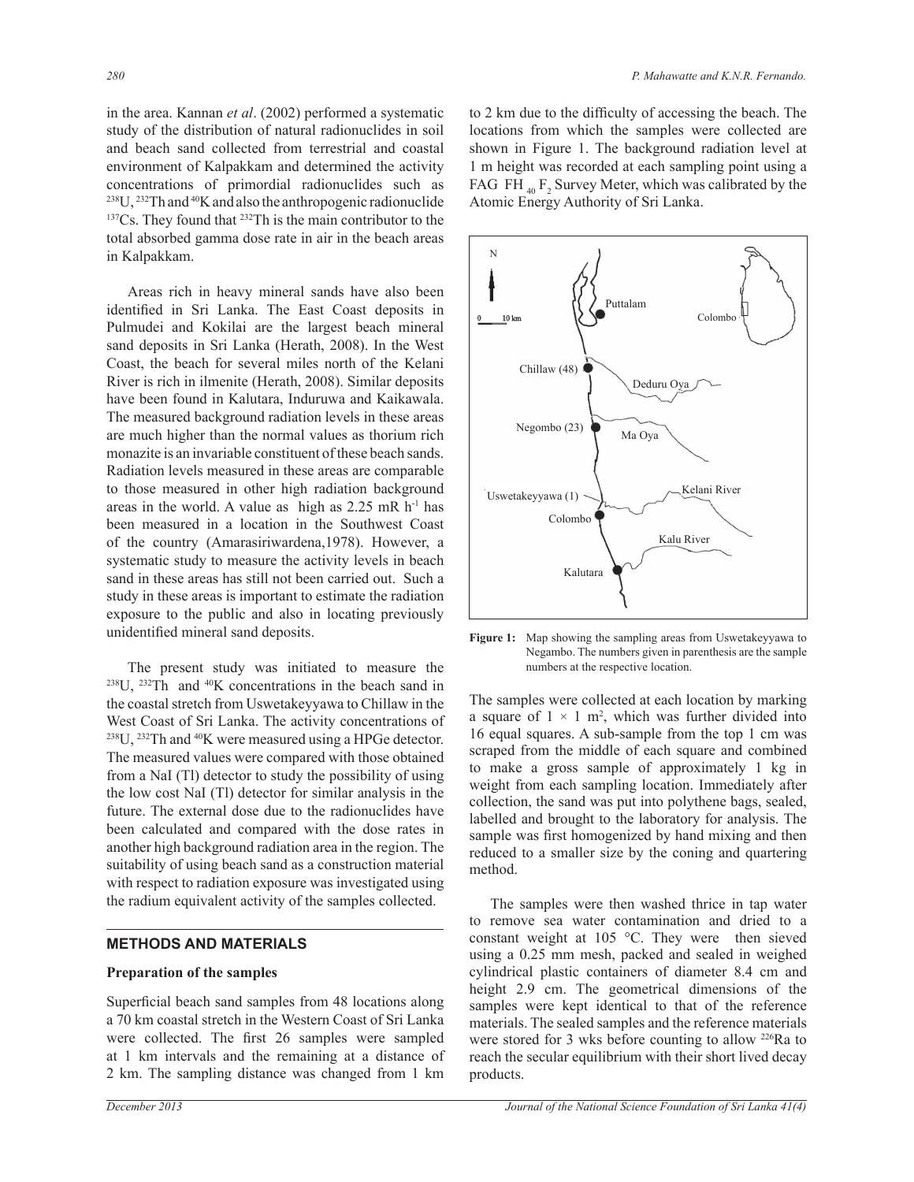in the area. Kannan *et al*. (2002) performed a systematic study of the distribution of natural radionuclides in soil and beach sand collected from terrestrial and coastal environment of Kalpakkam and determined the activity concentrations of primordial radionuclides such as $^{238}$U, $^{232}$Th and $^{40}$K and also the anthropogenic radionuclide $^{137}$Cs. They found that $^{232}$Th is the main contributor to the total absorbed gamma dose rate in air in the beach areas in Kalpakkam.

Areas rich in heavy mineral sands have also been identified in Sri Lanka. The East Coast deposits in Pulmudei and Kokilai are the largest beach mineral sand deposits in Sri Lanka (Herath, 2008). In the West Coast, the beach for several miles north of the Kelani River is rich in ilmenite (Herath, 2008). Similar deposits have been found in Kalutara, Induruwa and Kaikawala. The measured background radiation levels in these areas are much higher than the normal values as thorium rich monazite is an invariable constituent of these beach sands. Radiation levels measured in these areas are comparable to those measured in other high radiation background areas in the world. A value as high as 2.25 mR $h^{-1}$ has been measured in a location in the Southwest Coast of the country (Amarasiriwardena,1978). However, a systematic study to measure the activity levels in beach sand in these areas has still not been carried out. Such a study in these areas is important to estimate the radiation exposure to the public and also in locating previously unidentified mineral sand deposits.

The present study was initiated to measure the $^{238}$U, $^{232}$Th and $^{40}$K concentrations in the beach sand in the coastal stretch from Uswetakeyyawa to Chillaw in the West Coast of Sri Lanka. The activity concentrations of $^{238}$U, $^{232}$Th and $^{40}$K were measured using a HPGe detector. The measured values were compared with those obtained from a NaI (Tl) detector to study the possibility of using the low cost NaI (Tl) detector for similar analysis in the future. The external dose due to the radionuclides have been calculated and compared with the dose rates in another high background radiation area in the region. The suitability of using beach sand as a construction material with respect to radiation exposure was investigated using the radium equivalent activity of the samples collected.

## METHODS AND MATERIALS

### Preparation of the samples

Superficial beach sand samples from 48 locations along a 70 km coastal stretch in the Western Coast of Sri Lanka were collected. The first 26 samples were sampled at 1 km intervals and the remaining at a distance of 2 km. The sampling distance was changed from 1 km to 2 km due to the difficulty of accessing the beach. The locations from which the samples were collected are shown in Figure 1. The background radiation level at 1 m height was recorded at each sampling point using a FAG $FH_{40}$ $F_2$ Survey Meter, which was calibrated by the Atomic Energy Authority of Sri Lanka.

**Figure 1:** Map showing the sampling areas from Uswetakeyyawa to Negambo. The numbers given in parenthesis are the sample numbers at the respective location.

The samples were collected at each location by marking a square of $1 \times 1$ $m^2$, which was further divided into 16 equal squares. A sub-sample from the top 1 cm was scraped from the middle of each square and combined to make a gross sample of approximately 1 kg in weight from each sampling location. Immediately after collection, the sand was put into polythene bags, sealed, labelled and brought to the laboratory for analysis. The sample was first homogenized by hand mixing and then reduced to a smaller size by the coning and quartering method.

The samples were then washed thrice in tap water to remove sea water contamination and dried to a constant weight at 105 °C. They were then sieved using a 0.25 mm mesh, packed and sealed in weighed cylindrical plastic containers of diameter 8.4 cm and height 2.9 cm. The geometrical dimensions of the samples were kept identical to that of the reference materials. The sealed samples and the reference materials were stored for 3 wks before counting to allow $^{226}$Ra to reach the secular equilibrium with their short lived decay products.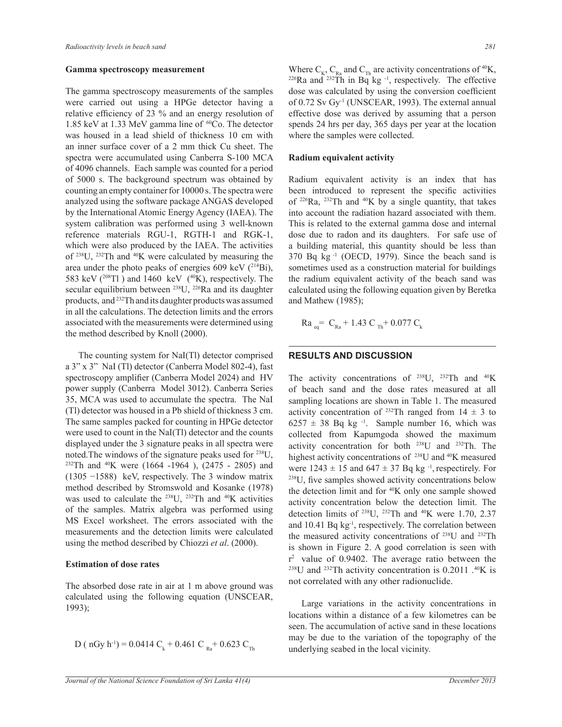### Gamma spectroscopy measurement

The gamma spectroscopy measurements of the samples were carried out using a HPGe detector having a relative efficiency of 23 % and an energy resolution of 1.85 keV at 1.33 MeV gamma line of $^{60}Co$. The detector was housed in a lead shield of thickness 10 cm with an inner surface cover of a 2 mm thick Cu sheet. The spectra were accumulated using Canberra S-100 MCA of 4096 channels. Each sample was counted for a period of 5000 s. The background spectrum was obtained by counting an empty container for 10000 s. The spectra were analyzed using the software package ANGAS developed by the International Atomic Energy Agency (IAEA). The system calibration was performed using 3 well-known reference materials RGU-1, RGTH-1 and RGK-1, which were also produced by the IAEA. The activities of $^{238}U$, $^{232}Th$ and $^{40}K$ were calculated by measuring the area under the photo peaks of energies 609 keV ($^{214}Bi$), 583 keV ($^{208}Tl$ ) and 1460 keV ($^{40}K$), respectively. The secular equilibrium between $^{238}U$, $^{226}Ra$ and its daughter products, and $^{232}Th$ and its daughter products was assumed in all the calculations. The detection limits and the errors associated with the measurements were determined using the method described by Knoll (2000).

The counting system for NaI(Tl) detector comprised a 3" x 3" NaI (Tl) detector (Canberra Model 802-4), fast spectroscopy amplifier (Canberra Model 2024) and HV power supply (Canberra Model 3012). Canberra Series 35, MCA was used to accumulate the spectra. The NaI (Tl) detector was housed in a Pb shield of thickness 3 cm. The same samples packed for counting in HPGe detector were used to count in the NaI(Tl) detector and the counts displayed under the 3 signature peaks in all spectra were noted. The windows of the signature peaks used for $^{238}U$, $^{232}Th$ and $^{40}K$ were (1664 -1964 ), (2475 - 2805) and (1305 −1588) keV, respectively. The 3 window matrix method described by Stromswold and Kosanke (1978) was used to calculate the $^{238}U$, $^{232}Th$ and $^{40}K$ activities of the samples. Matrix algebra was performed using MS Excel worksheet. The errors associated with the measurements and the detection limits were calculated using the method described by Chiozzi *et al*. (2000).

### Estimation of dose rates

The absorbed dose rate in air at 1 m above ground was calculated using the following equation (UNSCEAR, 1993);

$$D\ (\text{nGy h}^{-1}) = 0.0414\ C_k + 0.461\ C_{Ra} + 0.623\ C_{Th}$$

Where $C_K$, $C_{Ra}$ and $C_{Th}$ are activity concentrations of $^{40}K$, $^{226}Ra$ and $^{232}Th$ in Bq $kg^{-1}$, respectively. The effective dose was calculated by using the conversion coefficient of 0.72 Sv $Gy^{-1}$ (UNSCEAR, 1993). The external annual effective dose was derived by assuming that a person spends 24 hrs per day, 365 days per year at the location where the samples were collected.

### Radium equivalent activity

Radium equivalent activity is an index that has been introduced to represent the specific activities of $^{226}Ra$, $^{232}Th$ and $^{40}K$ by a single quantity, that takes into account the radiation hazard associated with them. This is related to the external gamma dose and internal dose due to radon and its daughters. For safe use of a building material, this quantity should be less than 370 Bq $kg^{-1}$ (OECD, 1979). Since the beach sand is sometimes used as a construction material for buildings the radium equivalent activity of the beach sand was calculated using the following equation given by Beretka and Mathew (1985);

$$Ra_{eq} = C_{Ra} + 1.43\ C_{Th} + 0.077\ C_k$$

## RESULTS AND DISCUSSION

The activity concentrations of $^{238}U$, $^{232}Th$ and $^{40}K$ of beach sand and the dose rates measured at all sampling locations are shown in Table 1. The measured activity concentration of $^{232}Th$ ranged from $14 \pm 3$ to $6257 \pm 38$ Bq $kg^{-1}$. Sample number 16, which was collected from Kapumgoda showed the maximum activity concentration for both $^{238}U$ and $^{232}Th$. The highest activity concentrations of $^{238}U$ and $^{40}K$ measured were $1243 \pm 15$ and $647 \pm 37$ Bq $kg^{-1}$, respectirely. For $^{238}U$, five samples showed activity concentrations below the detection limit and for $^{40}K$ only one sample showed activity concentration below the detection limit. The detection limits of $^{238}U$, $^{232}Th$ and $^{40}K$ were 1.70, 2.37 and 10.41 Bq $kg^{-1}$, respectively. The correlation between the measured activity concentrations of $^{238}U$ and $^{232}Th$ is shown in Figure 2. A good correlation is seen with $r^2$ value of 0.9402. The average ratio between the $^{238}U$ and $^{232}Th$ activity concentration is 0.2011 .$^{40}K$ is not correlated with any other radionuclide.

Large variations in the activity concentrations in locations within a distance of a few kilometres can be seen. The accumulation of active sand in these locations may be due to the variation of the topography of the underlying seabed in the local vicinity.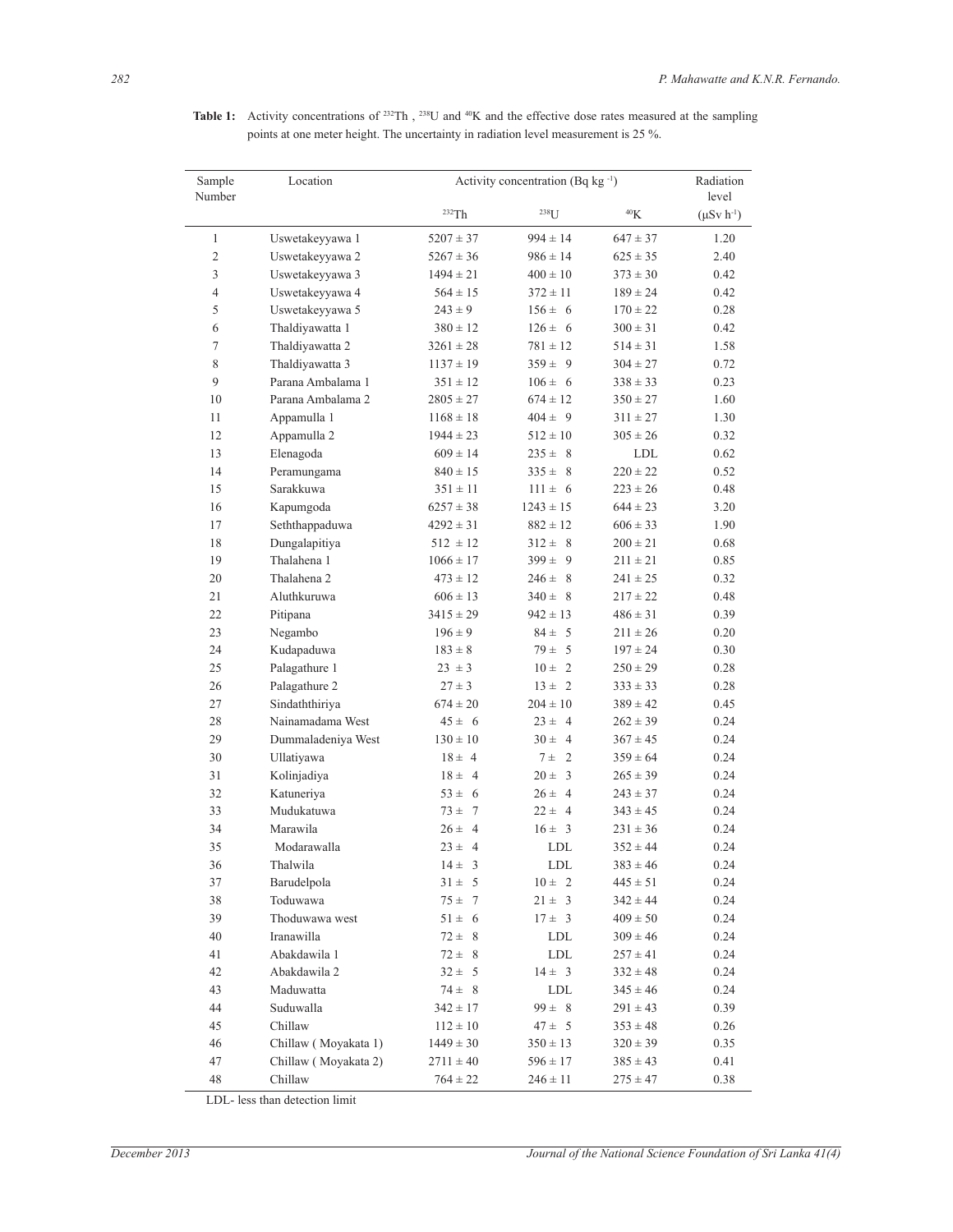**Table 1:** Activity concentrations of $^{232}$Th , $^{238}$U and $^{40}$K and the effective dose rates measured at the sampling points at one meter height. The uncertainty in radiation level measurement is 25 %.

| Sample Number | Location | Activity concentration (Bq kg $^{-1}$) | | | Radiation level |
|---|---|---|---|---|---|
| | | $^{232}$Th | $^{238}$U | $^{40}$K | (μSv h$^{-1}$) |
| 1 | Uswetakeyyawa 1 | 5207 ± 37 | 994 ± 14 | 647 ± 37 | 1.20 |
| 2 | Uswetakeyyawa 2 | 5267 ± 36 | 986 ± 14 | 625 ± 35 | 2.40 |
| 3 | Uswetakeyyawa 3 | 1494 ± 21 | 400 ± 10 | 373 ± 30 | 0.42 |
| 4 | Uswetakeyyawa 4 | 564 ± 15 | 372 ± 11 | 189 ± 24 | 0.42 |
| 5 | Uswetakeyyawa 5 | 243 ± 9 | 156 ± 6 | 170 ± 22 | 0.28 |
| 6 | Thaldiyawatta 1 | 380 ± 12 | 126 ± 6 | 300 ± 31 | 0.42 |
| 7 | Thaldiyawatta 2 | 3261 ± 28 | 781 ± 12 | 514 ± 31 | 1.58 |
| 8 | Thaldiyawatta 3 | 1137 ± 19 | 359 ± 9 | 304 ± 27 | 0.72 |
| 9 | Parana Ambalama 1 | 351 ± 12 | 106 ± 6 | 338 ± 33 | 0.23 |
| 10 | Parana Ambalama 2 | 2805 ± 27 | 674 ± 12 | 350 ± 27 | 1.60 |
| 11 | Appamulla 1 | 1168 ± 18 | 404 ± 9 | 311 ± 27 | 1.30 |
| 12 | Appamulla 2 | 1944 ± 23 | 512 ± 10 | 305 ± 26 | 0.32 |
| 13 | Elenagoda | 609 ± 14 | 235 ± 8 | LDL | 0.62 |
| 14 | Peramungama | 840 ± 15 | 335 ± 8 | 220 ± 22 | 0.52 |
| 15 | Sarakkuwa | 351 ± 11 | 111 ± 6 | 223 ± 26 | 0.48 |
| 16 | Kapumgoda | 6257 ± 38 | 1243 ± 15 | 644 ± 23 | 3.20 |
| 17 | Seththappaduwa | 4292 ± 31 | 882 ± 12 | 606 ± 33 | 1.90 |
| 18 | Dungalapitiya | 512 ± 12 | 312 ± 8 | 200 ± 21 | 0.68 |
| 19 | Thalahena 1 | 1066 ± 17 | 399 ± 9 | 211 ± 21 | 0.85 |
| 20 | Thalahena 2 | 473 ± 12 | 246 ± 8 | 241 ± 25 | 0.32 |
| 21 | Aluthkuruwa | 606 ± 13 | 340 ± 8 | 217 ± 22 | 0.48 |
| 22 | Pitipana | 3415 ± 29 | 942 ± 13 | 486 ± 31 | 0.39 |
| 23 | Negambo | 196 ± 9 | 84 ± 5 | 211 ± 26 | 0.20 |
| 24 | Kudapaduwa | 183 ± 8 | 79 ± 5 | 197 ± 24 | 0.30 |
| 25 | Palagathure 1 | 23 ± 3 | 10 ± 2 | 250 ± 29 | 0.28 |
| 26 | Palagathure 2 | 27 ± 3 | 13 ± 2 | 333 ± 33 | 0.28 |
| 27 | Sindaththiriya | 674 ± 20 | 204 ± 10 | 389 ± 42 | 0.45 |
| 28 | Nainamadama West | 45 ± 6 | 23 ± 4 | 262 ± 39 | 0.24 |
| 29 | Dummaladeniya West | 130 ± 10 | 30 ± 4 | 367 ± 45 | 0.24 |
| 30 | Ullatiyawa | 18 ± 4 | 7 ± 2 | 359 ± 64 | 0.24 |
| 31 | Kolinjadiya | 18 ± 4 | 20 ± 3 | 265 ± 39 | 0.24 |
| 32 | Katuneriya | 53 ± 6 | 26 ± 4 | 243 ± 37 | 0.24 |
| 33 | Mudukatuwa | 73 ± 7 | 22 ± 4 | 343 ± 45 | 0.24 |
| 34 | Marawila | 26 ± 4 | 16 ± 3 | 231 ± 36 | 0.24 |
| 35 | Modarawalla | 23 ± 4 | LDL | 352 ± 44 | 0.24 |
| 36 | Thalwila | 14 ± 3 | LDL | 383 ± 46 | 0.24 |
| 37 | Barudelpola | 31 ± 5 | 10 ± 2 | 445 ± 51 | 0.24 |
| 38 | Toduwawa | 75 ± 7 | 21 ± 3 | 342 ± 44 | 0.24 |
| 39 | Thoduwawa west | 51 ± 6 | 17 ± 3 | 409 ± 50 | 0.24 |
| 40 | Iranawilla | 72 ± 8 | LDL | 309 ± 46 | 0.24 |
| 41 | Abakdawila 1 | 72 ± 8 | LDL | 257 ± 41 | 0.24 |
| 42 | Abakdawila 2 | 32 ± 5 | 14 ± 3 | 332 ± 48 | 0.24 |
| 43 | Maduwatta | 74 ± 8 | LDL | 345 ± 46 | 0.24 |
| 44 | Suduwalla | 342 ± 17 | 99 ± 8 | 291 ± 43 | 0.39 |
| 45 | Chillaw | 112 ± 10 | 47 ± 5 | 353 ± 48 | 0.26 |
| 46 | Chillaw ( Moyakata 1) | 1449 ± 30 | 350 ± 13 | 320 ± 39 | 0.35 |
| 47 | Chillaw ( Moyakata 2) | 2711 ± 40 | 596 ± 17 | 385 ± 43 | 0.41 |
| 48 | Chillaw | 764 ± 22 | 246 ± 11 | 275 ± 47 | 0.38 |

LDL- less than detection limit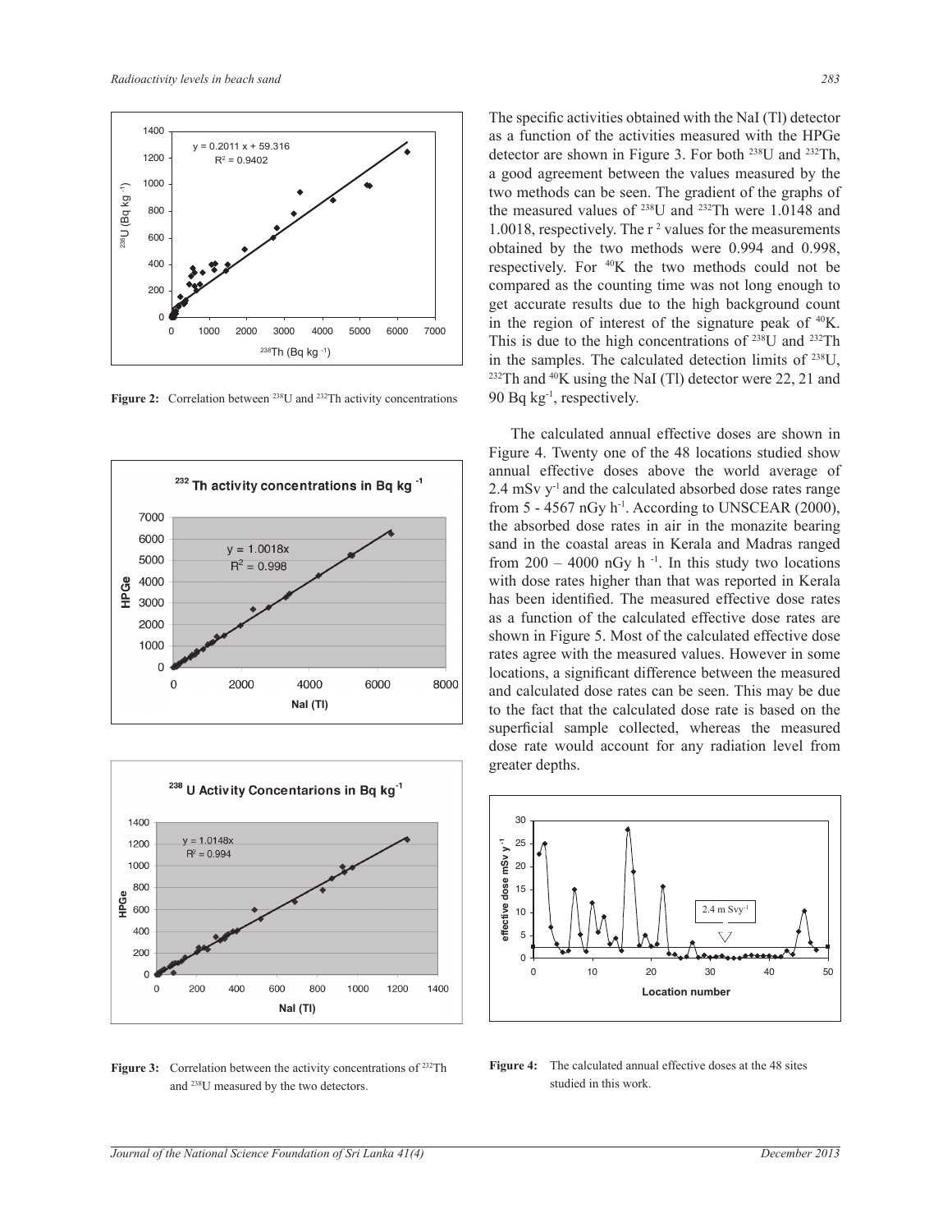Figure 2: Correlation between $^{238}U$ and $^{232}Th$ activity concentrations

Figure 3: Correlation between the activity concentrations of $^{232}Th$ and $^{238}U$ measured by the two detectors.

The specific activities obtained with the NaI (Tl) detector as a function of the activities measured with the HPGe detector are shown in Figure 3. For both $^{238}U$ and $^{232}Th$, a good agreement between the values measured by the two methods can be seen. The gradient of the graphs of the measured values of $^{238}U$ and $^{232}Th$ were 1.0148 and 1.0018, respectively. The $r^2$ values for the measurements obtained by the two methods were 0.994 and 0.998, respectively. For $^{40}K$ the two methods could not be compared as the counting time was not long enough to get accurate results due to the high background count in the region of interest of the signature peak of $^{40}K$. This is due to the high concentrations of $^{238}U$ and $^{232}Th$ in the samples. The calculated detection limits of $^{238}U$, $^{232}Th$ and $^{40}K$ using the NaI (Tl) detector were 22, 21 and 90 Bq kg$^{-1}$, respectively.

The calculated annual effective doses are shown in Figure 4. Twenty one of the 48 locations studied show annual effective doses above the world average of 2.4 mSv y$^{-1}$ and the calculated absorbed dose rates range from 5 - 4567 nGy h$^{-1}$. According to UNSCEAR (2000), the absorbed dose rates in air in the monazite bearing sand in the coastal areas in Kerala and Madras ranged from 200 – 4000 nGy h$^{-1}$. In this study two locations with dose rates higher than that was reported in Kerala has been identified. The measured effective dose rates as a function of the calculated effective dose rates are shown in Figure 5. Most of the calculated effective dose rates agree with the measured values. However in some locations, a significant difference between the measured and calculated dose rates can be seen. This may be due to the fact that the calculated dose rate is based on the superficial sample collected, whereas the measured dose rate would account for any radiation level from greater depths.

Figure 4: The calculated annual effective doses at the 48 sites studied in this work.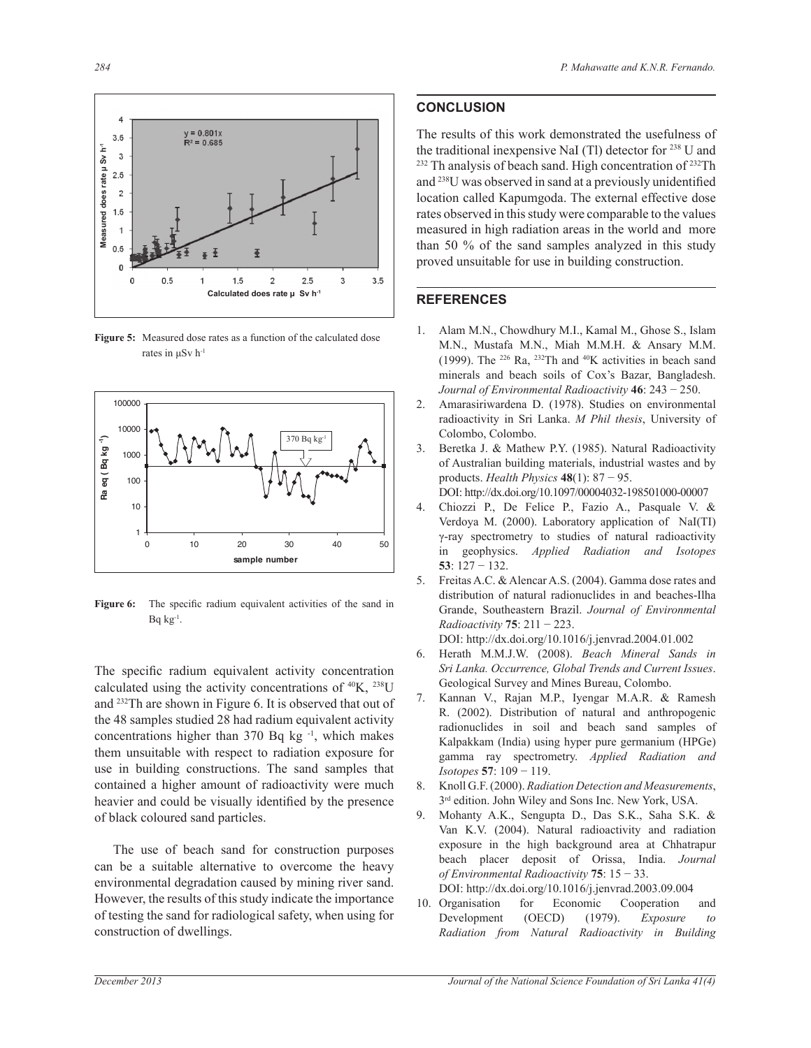Figure 5: Measured dose rates as a function of the calculated dose rates in μSv h$^{-1}$

Figure 6: The specific radium equivalent activities of the sand in Bq kg$^{-1}$.

The specific radium equivalent activity concentration calculated using the activity concentrations of $^{40}$K, $^{238}$U and $^{232}$Th are shown in Figure 6. It is observed that out of the 48 samples studied 28 had radium equivalent activity concentrations higher than 370 Bq kg$^{-1}$, which makes them unsuitable with respect to radiation exposure for use in building constructions. The sand samples that contained a higher amount of radioactivity were much heavier and could be visually identified by the presence of black coloured sand particles.

The use of beach sand for construction purposes can be a suitable alternative to overcome the heavy environmental degradation caused by mining river sand. However, the results of this study indicate the importance of testing the sand for radiological safety, when using for construction of dwellings.

## CONCLUSION

The results of this work demonstrated the usefulness of the traditional inexpensive NaI (Tl) detector for $^{238}$U and $^{232}$Th analysis of beach sand. High concentration of $^{232}$Th and $^{238}$U was observed in sand at a previously unidentified location called Kapumgoda. The external effective dose rates observed in this study were comparable to the values measured in high radiation areas in the world and more than 50 % of the sand samples analyzed in this study proved unsuitable for use in building construction.

## REFERENCES

1. Alam M.N., Chowdhury M.I., Kamal M., Ghose S., Islam M.N., Mustafa M.N., Miah M.M.H. & Ansary M.M. (1999). The $^{226}$Ra, $^{232}$Th and $^{40}$K activities in beach sand minerals and beach soils of Cox's Bazar, Bangladesh. *Journal of Environmental Radioactivity* **46**: 243 − 250.
2. Amarasiriwardena D. (1978). Studies on environmental radioactivity in Sri Lanka. *M Phil thesis*, University of Colombo, Colombo.
3. Beretka J. & Mathew P.Y. (1985). Natural Radioactivity of Australian building materials, industrial wastes and by products. *Health Physics* **48**(1): 87 − 95. DOI: http://dx.doi.org/10.1097/00004032-198501000-00007
4. Chiozzi P., De Felice P., Fazio A., Pasquale V. & Verdoya M. (2000). Laboratory application of NaI(TI) γ-ray spectrometry to studies of natural radioactivity in geophysics. *Applied Radiation and Isotopes* **53**: 127 − 132.
5. Freitas A.C. & Alencar A.S. (2004). Gamma dose rates and distribution of natural radionuclides in and beaches-Ilha Grande, Southeastern Brazil. *Journal of Environmental Radioactivity* **75**: 211 − 223. DOI: http://dx.doi.org/10.1016/j.jenvrad.2004.01.002
6. Herath M.M.J.W. (2008). *Beach Mineral Sands in Sri Lanka. Occurrence, Global Trends and Current Issues*. Geological Survey and Mines Bureau, Colombo.
7. Kannan V., Rajan M.P., Iyengar M.A.R. & Ramesh R. (2002). Distribution of natural and anthropogenic radionuclides in soil and beach sand samples of Kalpakkam (India) using hyper pure germanium (HPGe) gamma ray spectrometry. *Applied Radiation and Isotopes* **57**: 109 − 119.
8. Knoll G.F. (2000). *Radiation Detection and Measurements*, 3rd edition. John Wiley and Sons Inc. New York, USA.
9. Mohanty A.K., Sengupta D., Das S.K., Saha S.K. & Van K.V. (2004). Natural radioactivity and radiation exposure in the high background area at Chhatrapur beach placer deposit of Orissa, India. *Journal of Environmental Radioactivity* **75**: 15 − 33. DOI: http://dx.doi.org/10.1016/j.jenvrad.2003.09.004
10. Organisation for Economic Cooperation and Development (OECD) (1979). *Exposure to Radiation from Natural Radioactivity in Building*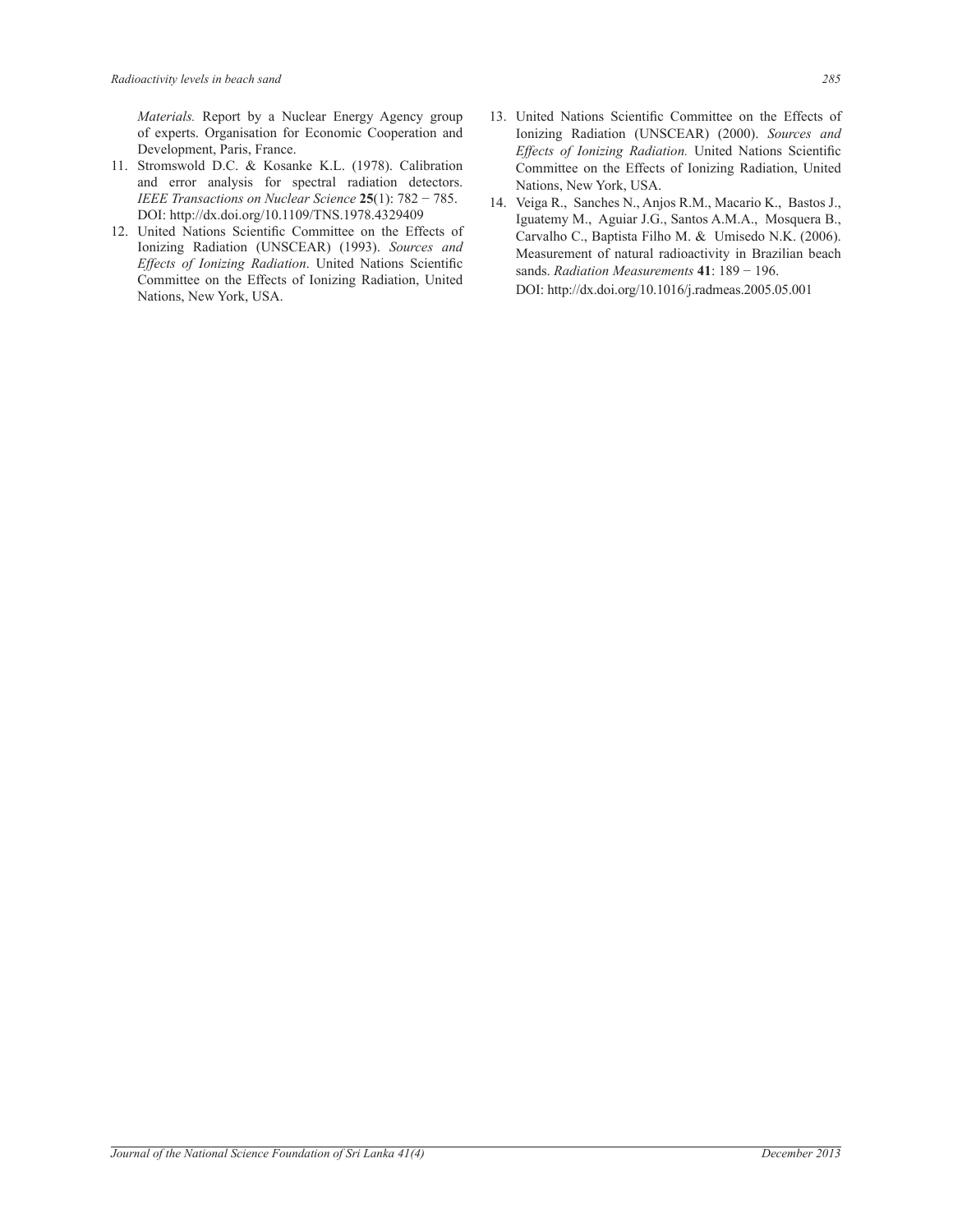*Materials.* Report by a Nuclear Energy Agency group of experts. Organisation for Economic Cooperation and Development, Paris, France.

11. Stromswold D.C. & Kosanke K.L. (1978). Calibration and error analysis for spectral radiation detectors. *IEEE Transactions on Nuclear Science* **25**(1): 782 − 785. DOI: http://dx.doi.org/10.1109/TNS.1978.4329409
12. United Nations Scientific Committee on the Effects of Ionizing Radiation (UNSCEAR) (1993). *Sources and Effects of Ionizing Radiation*. United Nations Scientific Committee on the Effects of Ionizing Radiation, United Nations, New York, USA.
13. United Nations Scientific Committee on the Effects of Ionizing Radiation (UNSCEAR) (2000). *Sources and Effects of Ionizing Radiation.* United Nations Scientific Committee on the Effects of Ionizing Radiation, United Nations, New York, USA.
14. Veiga R., Sanches N., Anjos R.M., Macario K., Bastos J., Iguatemy M., Aguiar J.G., Santos A.M.A., Mosquera B., Carvalho C., Baptista Filho M. & Umisedo N.K. (2006). Measurement of natural radioactivity in Brazilian beach sands. *Radiation Measurements* **41**: 189 − 196. DOI: http://dx.doi.org/10.1016/j.radmeas.2005.05.001